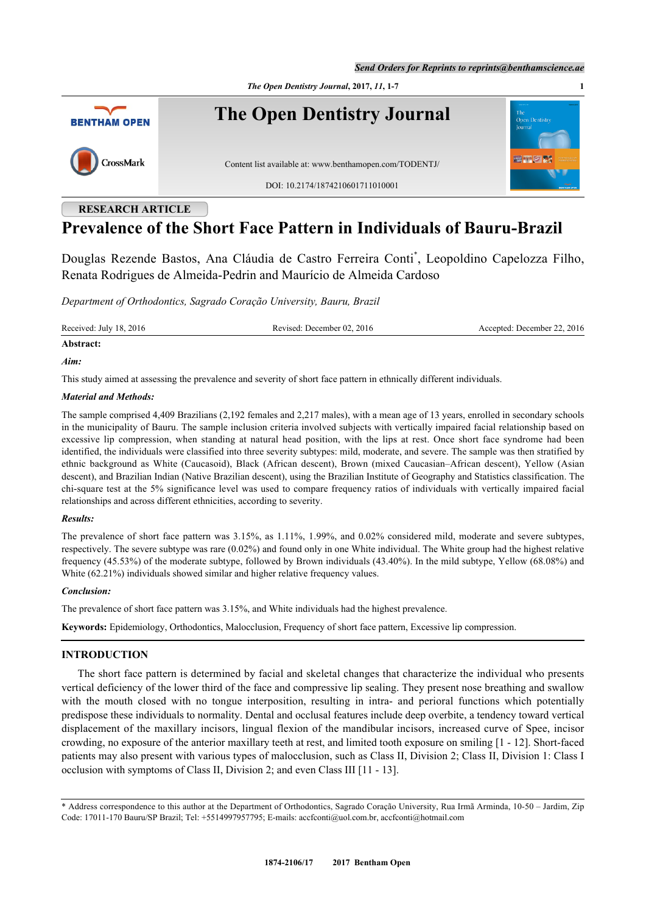RESEARCH ARTICLE

# Prevalence of the Short Face Pattern in Individuals of Bauru-Brazil

Douglas Rezende Bastos, Ana Cláudia de Castro Ferreira Conti*, Leopoldino Capelozza Filho, Renata Rodrigues de Almeida-Pedrin and Maurício de Almeida Cardoso

*Department of Orthodontics, Sagrado Coração University, Bauru, Brazil*

Received: July 18, 2016 Revised: December 02, 2016 Accepted: December 22, 2016

**Abstract:**

***Aim:***

This study aimed at assessing the prevalence and severity of short face pattern in ethnically different individuals.

***Material and Methods:***

The sample comprised 4,409 Brazilians (2,192 females and 2,217 males), with a mean age of 13 years, enrolled in secondary schools in the municipality of Bauru. The sample inclusion criteria involved subjects with vertically impaired facial relationship based on excessive lip compression, when standing at natural head position, with the lips at rest. Once short face syndrome had been identified, the individuals were classified into three severity subtypes: mild, moderate, and severe. The sample was then stratified by ethnic background as White (Caucasoid), Black (African descent), Brown (mixed Caucasian–African descent), Yellow (Asian descent), and Brazilian Indian (Native Brazilian descent), using the Brazilian Institute of Geography and Statistics classification. The chi-square test at the 5% significance level was used to compare frequency ratios of individuals with vertically impaired facial relationships and across different ethnicities, according to severity.

***Results:***

The prevalence of short face pattern was 3.15%, as 1.11%, 1.99%, and 0.02% considered mild, moderate and severe subtypes, respectively. The severe subtype was rare (0.02%) and found only in one White individual. The White group had the highest relative frequency (45.53%) of the moderate subtype, followed by Brown individuals (43.40%). In the mild subtype, Yellow (68.08%) and White (62.21%) individuals showed similar and higher relative frequency values.

***Conclusion:***

The prevalence of short face pattern was 3.15%, and White individuals had the highest prevalence.

**Keywords:** Epidemiology, Orthodontics, Malocclusion, Frequency of short face pattern, Excessive lip compression.

## INTRODUCTION

The short face pattern is determined by facial and skeletal changes that characterize the individual who presents vertical deficiency of the lower third of the face and compressive lip sealing. They present nose breathing and swallow with the mouth closed with no tongue interposition, resulting in intra- and perioral functions which potentially predispose these individuals to normality. Dental and occlusal features include deep overbite, a tendency toward vertical displacement of the maxillary incisors, lingual flexion of the mandibular incisors, increased curve of Spee, incisor crowding, no exposure of the anterior maxillary teeth at rest, and limited tooth exposure on smiling [1 - 12]. Short-faced patients may also present with various types of malocclusion, such as Class II, Division 2; Class II, Division 1: Class I occlusion with symptoms of Class II, Division 2; and even Class III [11 - 13].

* Address correspondence to this author at the Department of Orthodontics, Sagrado Coração University, Rua Irmã Arminda, 10-50 – Jardim, Zip Code: 17011-170 Bauru/SP Brazil; Tel: +5514997957795; E-mails: accfconti@uol.com.br, accfconti@hotmail.com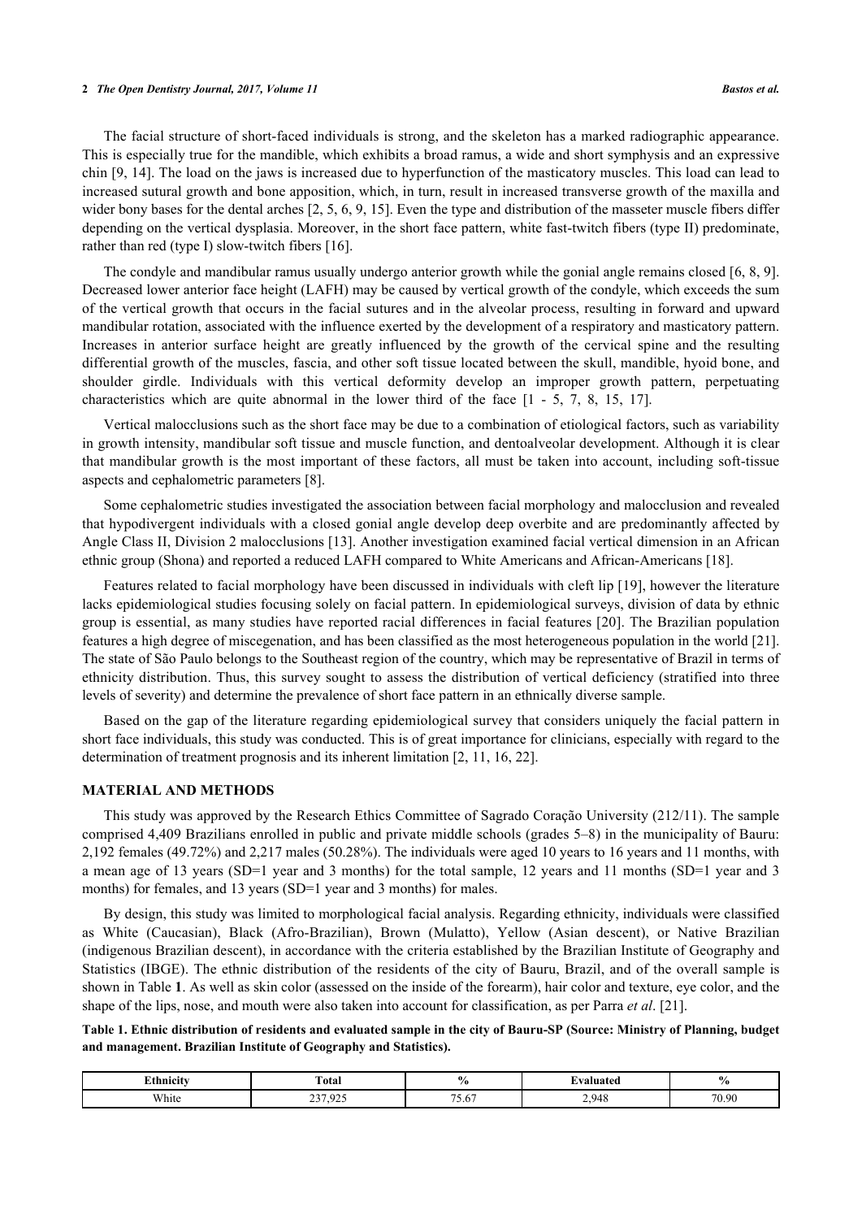The facial structure of short-faced individuals is strong, and the skeleton has a marked radiographic appearance. This is especially true for the mandible, which exhibits a broad ramus, a wide and short symphysis and an expressive chin [9, 14]. The load on the jaws is increased due to hyperfunction of the masticatory muscles. This load can lead to increased sutural growth and bone apposition, which, in turn, result in increased transverse growth of the maxilla and wider bony bases for the dental arches [2, 5, 6, 9, 15]. Even the type and distribution of the masseter muscle fibers differ depending on the vertical dysplasia. Moreover, in the short face pattern, white fast-twitch fibers (type II) predominate, rather than red (type I) slow-twitch fibers [16].

The condyle and mandibular ramus usually undergo anterior growth while the gonial angle remains closed [6, 8, 9]. Decreased lower anterior face height (LAFH) may be caused by vertical growth of the condyle, which exceeds the sum of the vertical growth that occurs in the facial sutures and in the alveolar process, resulting in forward and upward mandibular rotation, associated with the influence exerted by the development of a respiratory and masticatory pattern. Increases in anterior surface height are greatly influenced by the growth of the cervical spine and the resulting differential growth of the muscles, fascia, and other soft tissue located between the skull, mandible, hyoid bone, and shoulder girdle. Individuals with this vertical deformity develop an improper growth pattern, perpetuating characteristics which are quite abnormal in the lower third of the face [1 - 5, 7, 8, 15, 17].

Vertical malocclusions such as the short face may be due to a combination of etiological factors, such as variability in growth intensity, mandibular soft tissue and muscle function, and dentoalveolar development. Although it is clear that mandibular growth is the most important of these factors, all must be taken into account, including soft-tissue aspects and cephalometric parameters [8].

Some cephalometric studies investigated the association between facial morphology and malocclusion and revealed that hypodivergent individuals with a closed gonial angle develop deep overbite and are predominantly affected by Angle Class II, Division 2 malocclusions [13]. Another investigation examined facial vertical dimension in an African ethnic group (Shona) and reported a reduced LAFH compared to White Americans and African-Americans [18].

Features related to facial morphology have been discussed in individuals with cleft lip [19], however the literature lacks epidemiological studies focusing solely on facial pattern. In epidemiological surveys, division of data by ethnic group is essential, as many studies have reported racial differences in facial features [20]. The Brazilian population features a high degree of miscegenation, and has been classified as the most heterogeneous population in the world [21]. The state of São Paulo belongs to the Southeast region of the country, which may be representative of Brazil in terms of ethnicity distribution. Thus, this survey sought to assess the distribution of vertical deficiency (stratified into three levels of severity) and determine the prevalence of short face pattern in an ethnically diverse sample.

Based on the gap of the literature regarding epidemiological survey that considers uniquely the facial pattern in short face individuals, this study was conducted. This is of great importance for clinicians, especially with regard to the determination of treatment prognosis and its inherent limitation [2, 11, 16, 22].

## MATERIAL AND METHODS

This study was approved by the Research Ethics Committee of Sagrado Coração University (212/11). The sample comprised 4,409 Brazilians enrolled in public and private middle schools (grades 5–8) in the municipality of Bauru: 2,192 females (49.72%) and 2,217 males (50.28%). The individuals were aged 10 years to 16 years and 11 months, with a mean age of 13 years (SD=1 year and 3 months) for the total sample, 12 years and 11 months (SD=1 year and 3 months) for females, and 13 years (SD=1 year and 3 months) for males.

By design, this study was limited to morphological facial analysis. Regarding ethnicity, individuals were classified as White (Caucasian), Black (Afro-Brazilian), Brown (Mulatto), Yellow (Asian descent), or Native Brazilian (indigenous Brazilian descent), in accordance with the criteria established by the Brazilian Institute of Geography and Statistics (IBGE). The ethnic distribution of the residents of the city of Bauru, Brazil, and of the overall sample is shown in Table **1**. As well as skin color (assessed on the inside of the forearm), hair color and texture, eye color, and the shape of the lips, nose, and mouth were also taken into account for classification, as per Parra *et al*. [21].

**Table 1. Ethnic distribution of residents and evaluated sample in the city of Bauru-SP (Source: Ministry of Planning, budget and management. Brazilian Institute of Geography and Statistics).**

| Ethnicity | Total | % | Evaluated | % |
|---|---|---|---|---|
| White | 237,925 | 75.67 | 2,948 | 70.90 |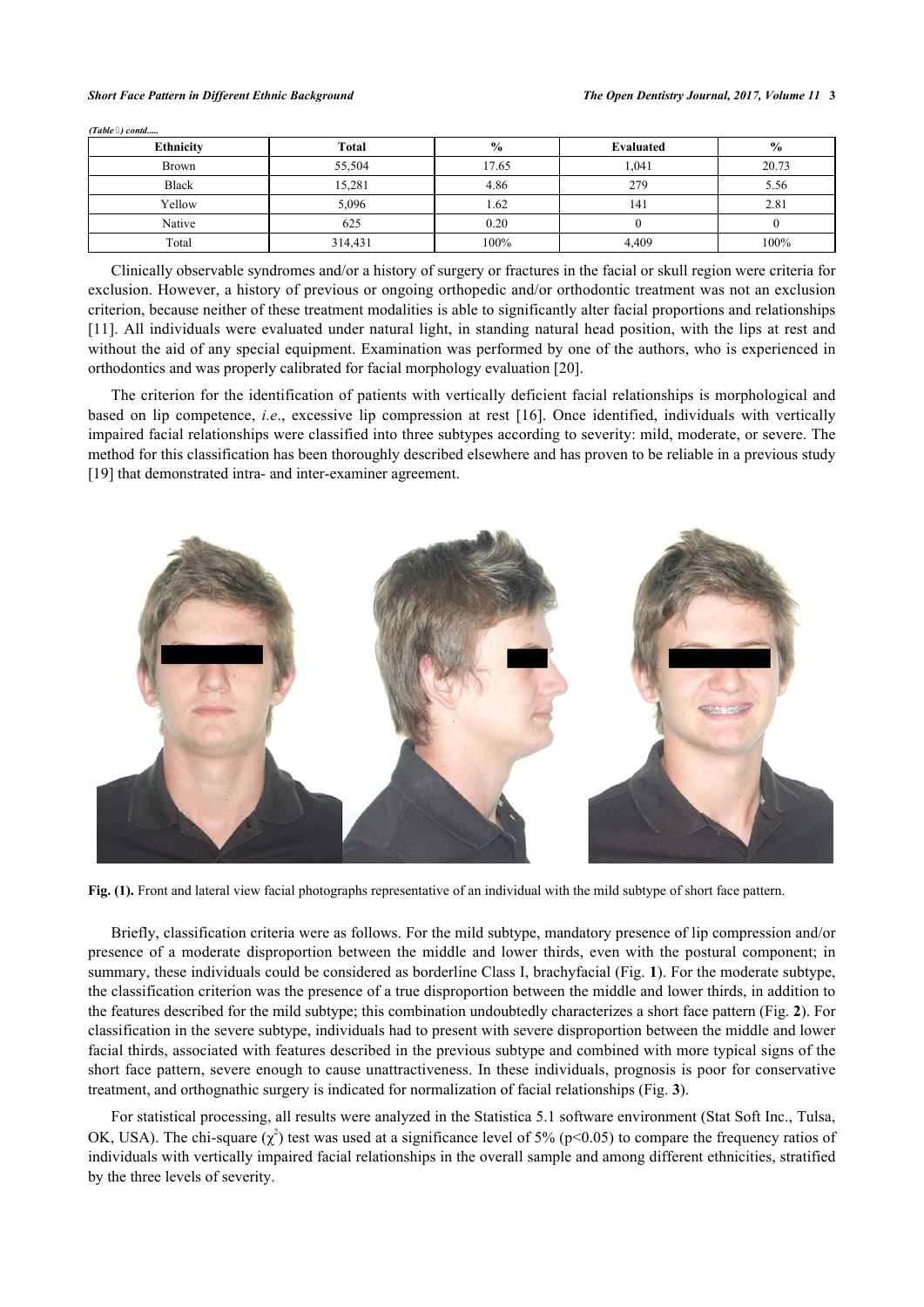*(Table 1) contd.....*

| Ethnicity | Total | % | Evaluated | % |
|---|---|---|---|---|
| Brown | 55,504 | 17.65 | 1,041 | 20.73 |
| Black | 15,281 | 4.86 | 279 | 5.56 |
| Yellow | 5,096 | 1.62 | 141 | 2.81 |
| Native | 625 | 0.20 | 0 | 0 |
| Total | 314,431 | 100% | 4,409 | 100% |

Clinically observable syndromes and/or a history of surgery or fractures in the facial or skull region were criteria for exclusion. However, a history of previous or ongoing orthopedic and/or orthodontic treatment was not an exclusion criterion, because neither of these treatment modalities is able to significantly alter facial proportions and relationships [11]. All individuals were evaluated under natural light, in standing natural head position, with the lips at rest and without the aid of any special equipment. Examination was performed by one of the authors, who is experienced in orthodontics and was properly calibrated for facial morphology evaluation [20].

The criterion for the identification of patients with vertically deficient facial relationships is morphological and based on lip competence, *i.e*., excessive lip compression at rest [16]. Once identified, individuals with vertically impaired facial relationships were classified into three subtypes according to severity: mild, moderate, or severe. The method for this classification has been thoroughly described elsewhere and has proven to be reliable in a previous study [19] that demonstrated intra- and inter-examiner agreement.

**Fig. (1).** Front and lateral view facial photographs representative of an individual with the mild subtype of short face pattern.

Briefly, classification criteria were as follows. For the mild subtype, mandatory presence of lip compression and/or presence of a moderate disproportion between the middle and lower thirds, even with the postural component; in summary, these individuals could be considered as borderline Class I, brachyfacial (Fig. **1**). For the moderate subtype, the classification criterion was the presence of a true disproportion between the middle and lower thirds, in addition to the features described for the mild subtype; this combination undoubtedly characterizes a short face pattern (Fig. **2**). For classification in the severe subtype, individuals had to present with severe disproportion between the middle and lower facial thirds, associated with features described in the previous subtype and combined with more typical signs of the short face pattern, severe enough to cause unattractiveness. In these individuals, prognosis is poor for conservative treatment, and orthognathic surgery is indicated for normalization of facial relationships (Fig. **3**).

For statistical processing, all results were analyzed in the Statistica 5.1 software environment (Stat Soft Inc., Tulsa, OK, USA). The chi-square ($\chi^2$) test was used at a significance level of 5% ($p<0.05$) to compare the frequency ratios of individuals with vertically impaired facial relationships in the overall sample and among different ethnicities, stratified by the three levels of severity.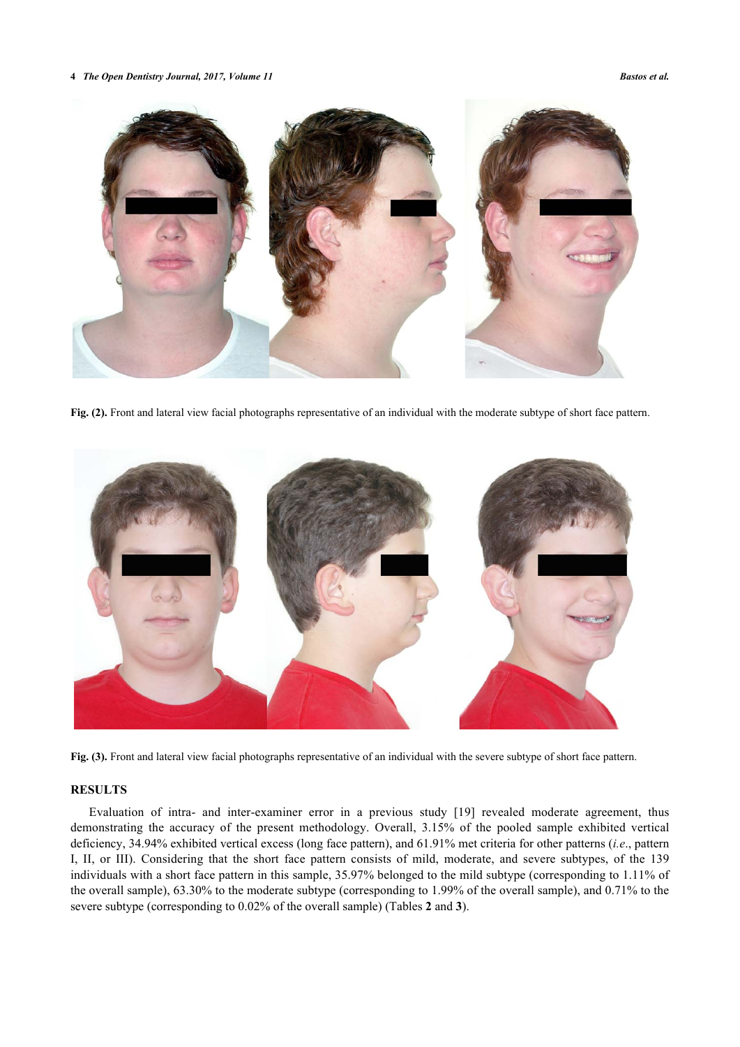Fig. (2). Front and lateral view facial photographs representative of an individual with the moderate subtype of short face pattern.

Fig. (3). Front and lateral view facial photographs representative of an individual with the severe subtype of short face pattern.

## RESULTS

Evaluation of intra- and inter-examiner error in a previous study [19] revealed moderate agreement, thus demonstrating the accuracy of the present methodology. Overall, 3.15% of the pooled sample exhibited vertical deficiency, 34.94% exhibited vertical excess (long face pattern), and 61.91% met criteria for other patterns (*i.e*., pattern I, II, or III). Considering that the short face pattern consists of mild, moderate, and severe subtypes, of the 139 individuals with a short face pattern in this sample, 35.97% belonged to the mild subtype (corresponding to 1.11% of the overall sample), 63.30% to the moderate subtype (corresponding to 1.99% of the overall sample), and 0.71% to the severe subtype (corresponding to 0.02% of the overall sample) (Tables **2** and **3**).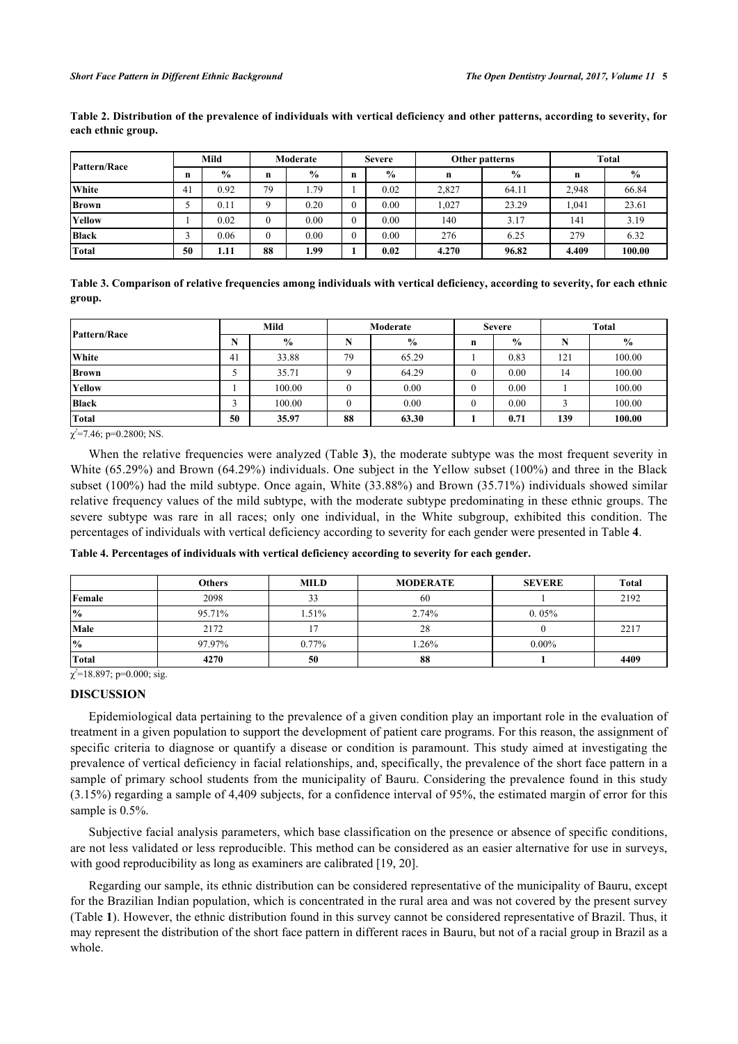**Table 2. Distribution of the prevalence of individuals with vertical deficiency and other patterns, according to severity, for each ethnic group.**

| Pattern/Race | Mild | | Moderate | | Severe | | Other patterns | | Total | |
|---|---|---|---|---|---|---|---|---|---|---|
| | n | % | n | % | n | % | n | % | n | % |
| **White** | 41 | 0.92 | 79 | 1.79 | 1 | 0.02 | 2,827 | 64.11 | 2,948 | 66.84 |
| **Brown** | 5 | 0.11 | 9 | 0.20 | 0 | 0.00 | 1,027 | 23.29 | 1,041 | 23.61 |
| **Yellow** | 1 | 0.02 | 0 | 0.00 | 0 | 0.00 | 140 | 3.17 | 141 | 3.19 |
| **Black** | 3 | 0.06 | 0 | 0.00 | 0 | 0.00 | 276 | 6.25 | 279 | 6.32 |
| **Total** | **50** | **1.11** | **88** | **1.99** | **1** | **0.02** | **4.270** | **96.82** | **4.409** | **100.00** |

**Table 3. Comparison of relative frequencies among individuals with vertical deficiency, according to severity, for each ethnic group.**

| Pattern/Race | Mild | | Moderate | | Severe | | Total | |
|---|---|---|---|---|---|---|---|---|
| | N | % | N | % | n | % | N | % |
| **White** | 41 | 33.88 | 79 | 65.29 | 1 | 0.83 | 121 | 100.00 |
| **Brown** | 5 | 35.71 | 9 | 64.29 | 0 | 0.00 | 14 | 100.00 |
| **Yellow** | 1 | 100.00 | 0 | 0.00 | 0 | 0.00 | 1 | 100.00 |
| **Black** | 3 | 100.00 | 0 | 0.00 | 0 | 0.00 | 3 | 100.00 |
| **Total** | **50** | **35.97** | **88** | **63.30** | **1** | **0.71** | **139** | **100.00** |

$\chi^2$=7.46; p=0.2800; NS.

When the relative frequencies were analyzed (Table **3**), the moderate subtype was the most frequent severity in White (65.29%) and Brown (64.29%) individuals. One subject in the Yellow subset (100%) and three in the Black subset (100%) had the mild subtype. Once again, White (33.88%) and Brown (35.71%) individuals showed similar relative frequency values of the mild subtype, with the moderate subtype predominating in these ethnic groups. The severe subtype was rare in all races; only one individual, in the White subgroup, exhibited this condition. The percentages of individuals with vertical deficiency according to severity for each gender were presented in Table **4**.

**Table 4. Percentages of individuals with vertical deficiency according to severity for each gender.**

| | Others | MILD | MODERATE | SEVERE | Total |
|---|---|---|---|---|---|
| **Female** | 2098 | 33 | 60 | 1 | 2192 |
| **%** | 95.71% | 1.51% | 2.74% | 0. 05% | |
| **Male** | 2172 | 17 | 28 | 0 | 2217 |
| **%** | 97.97% | 0.77% | 1.26% | 0.00% | |
| **Total** | **4270** | **50** | **88** | **1** | **4409** |

$\chi^2$=18.897; p=0.000; sig.

## DISCUSSION

Epidemiological data pertaining to the prevalence of a given condition play an important role in the evaluation of treatment in a given population to support the development of patient care programs. For this reason, the assignment of specific criteria to diagnose or quantify a disease or condition is paramount. This study aimed at investigating the prevalence of vertical deficiency in facial relationships, and, specifically, the prevalence of the short face pattern in a sample of primary school students from the municipality of Bauru. Considering the prevalence found in this study (3.15%) regarding a sample of 4,409 subjects, for a confidence interval of 95%, the estimated margin of error for this sample is 0.5%.

Subjective facial analysis parameters, which base classification on the presence or absence of specific conditions, are not less validated or less reproducible. This method can be considered as an easier alternative for use in surveys, with good reproducibility as long as examiners are calibrated [19, 20].

Regarding our sample, its ethnic distribution can be considered representative of the municipality of Bauru, except for the Brazilian Indian population, which is concentrated in the rural area and was not covered by the present survey (Table **1**). However, the ethnic distribution found in this survey cannot be considered representative of Brazil. Thus, it may represent the distribution of the short face pattern in different races in Bauru, but not of a racial group in Brazil as a whole.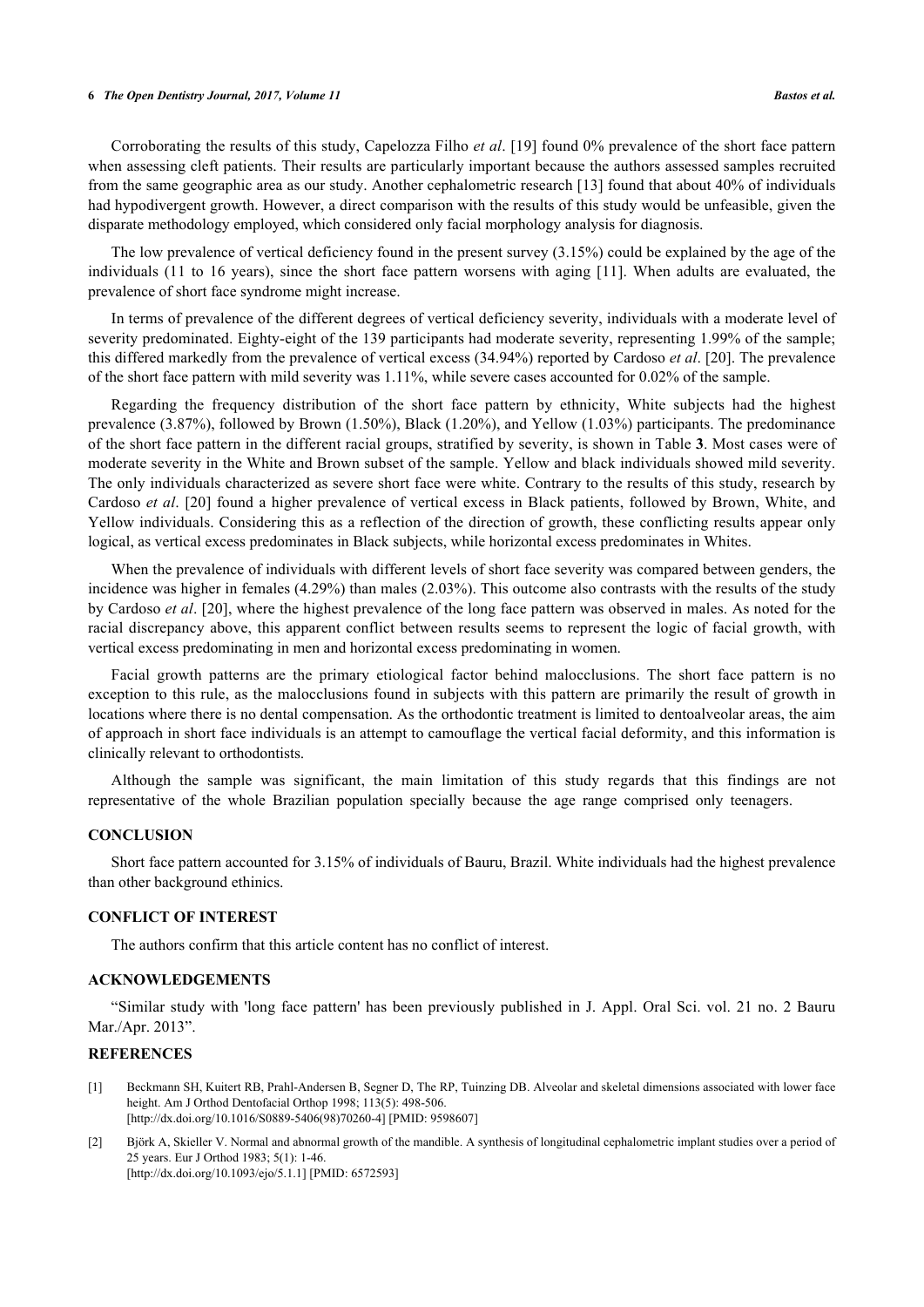Corroborating the results of this study, Capelozza Filho *et al*. [19] found 0% prevalence of the short face pattern when assessing cleft patients. Their results are particularly important because the authors assessed samples recruited from the same geographic area as our study. Another cephalometric research [13] found that about 40% of individuals had hypodivergent growth. However, a direct comparison with the results of this study would be unfeasible, given the disparate methodology employed, which considered only facial morphology analysis for diagnosis.

The low prevalence of vertical deficiency found in the present survey (3.15%) could be explained by the age of the individuals (11 to 16 years), since the short face pattern worsens with aging [11]. When adults are evaluated, the prevalence of short face syndrome might increase.

In terms of prevalence of the different degrees of vertical deficiency severity, individuals with a moderate level of severity predominated. Eighty-eight of the 139 participants had moderate severity, representing 1.99% of the sample; this differed markedly from the prevalence of vertical excess (34.94%) reported by Cardoso *et al*. [20]. The prevalence of the short face pattern with mild severity was 1.11%, while severe cases accounted for 0.02% of the sample.

Regarding the frequency distribution of the short face pattern by ethnicity, White subjects had the highest prevalence (3.87%), followed by Brown (1.50%), Black (1.20%), and Yellow (1.03%) participants. The predominance of the short face pattern in the different racial groups, stratified by severity, is shown in Table **3**. Most cases were of moderate severity in the White and Brown subset of the sample. Yellow and black individuals showed mild severity. The only individuals characterized as severe short face were white. Contrary to the results of this study, research by Cardoso *et al*. [20] found a higher prevalence of vertical excess in Black patients, followed by Brown, White, and Yellow individuals. Considering this as a reflection of the direction of growth, these conflicting results appear only logical, as vertical excess predominates in Black subjects, while horizontal excess predominates in Whites.

When the prevalence of individuals with different levels of short face severity was compared between genders, the incidence was higher in females (4.29%) than males (2.03%). This outcome also contrasts with the results of the study by Cardoso *et al*. [20], where the highest prevalence of the long face pattern was observed in males. As noted for the racial discrepancy above, this apparent conflict between results seems to represent the logic of facial growth, with vertical excess predominating in men and horizontal excess predominating in women.

Facial growth patterns are the primary etiological factor behind malocclusions. The short face pattern is no exception to this rule, as the malocclusions found in subjects with this pattern are primarily the result of growth in locations where there is no dental compensation. As the orthodontic treatment is limited to dentoalveolar areas, the aim of approach in short face individuals is an attempt to camouflage the vertical facial deformity, and this information is clinically relevant to orthodontists.

Although the sample was significant, the main limitation of this study regards that this findings are not representative of the whole Brazilian population specially because the age range comprised only teenagers.

## CONCLUSION

Short face pattern accounted for 3.15% of individuals of Bauru, Brazil. White individuals had the highest prevalence than other background ethinics.

## CONFLICT OF INTEREST

The authors confirm that this article content has no conflict of interest.

## ACKNOWLEDGEMENTS

"Similar study with 'long face pattern' has been previously published in J. Appl. Oral Sci. vol. 21 no. 2 Bauru Mar./Apr. 2013".

## REFERENCES

[1] Beckmann SH, Kuitert RB, Prahl-Andersen B, Segner D, The RP, Tuinzing DB. Alveolar and skeletal dimensions associated with lower face height. Am J Orthod Dentofacial Orthop 1998; 113(5): 498-506.
[http://dx.doi.org/10.1016/S0889-5406(98)70260-4] [PMID: 9598607]

[2] Björk A, Skieller V. Normal and abnormal growth of the mandible. A synthesis of longitudinal cephalometric implant studies over a period of 25 years. Eur J Orthod 1983; 5(1): 1-46.
[http://dx.doi.org/10.1093/ejo/5.1.1] [PMID: 6572593]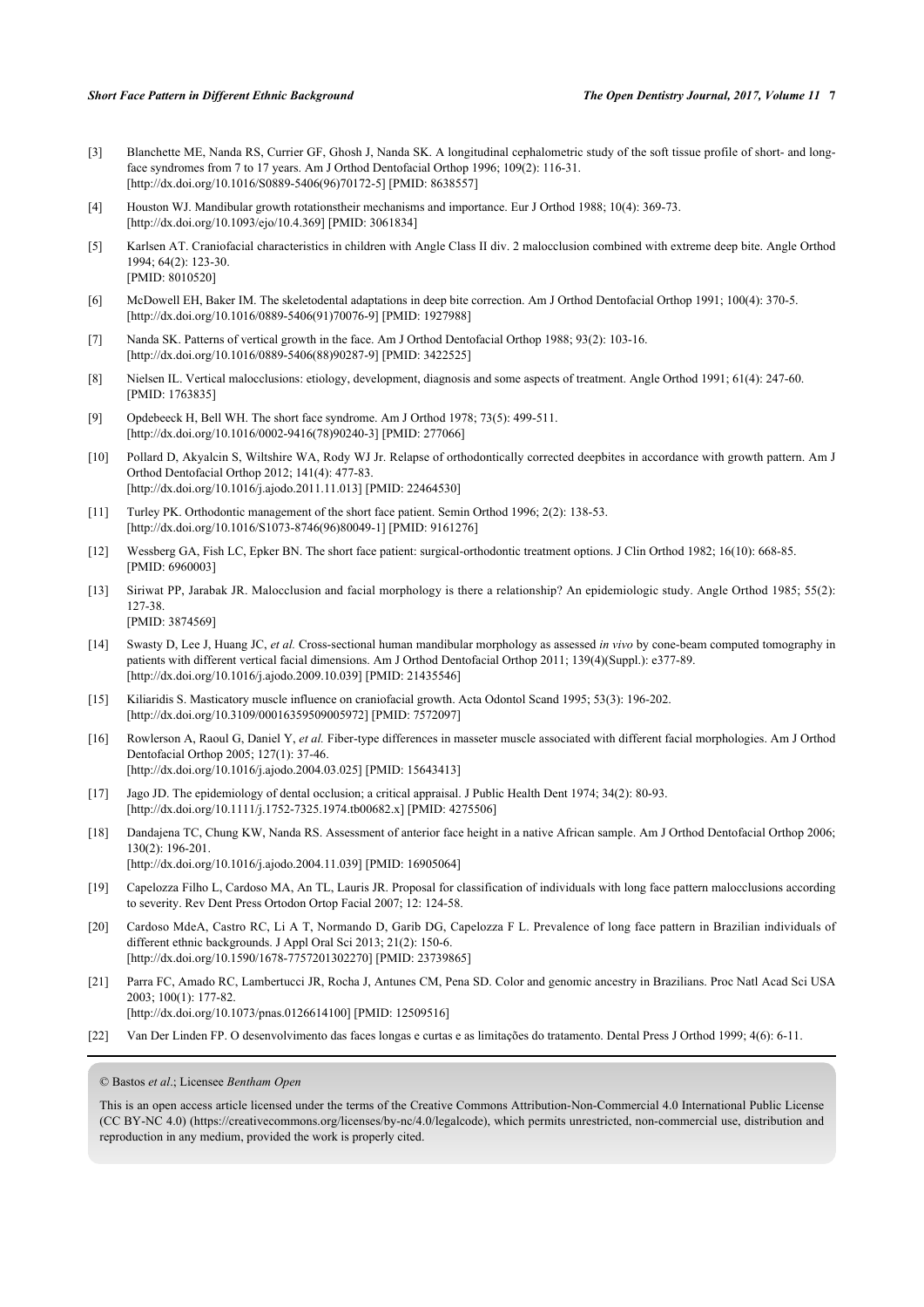[3] Blanchette ME, Nanda RS, Currier GF, Ghosh J, Nanda SK. A longitudinal cephalometric study of the soft tissue profile of short- and long-face syndromes from 7 to 17 years. Am J Orthod Dentofacial Orthop 1996; 109(2): 116-31. [http://dx.doi.org/10.1016/S0889-5406(96)70172-5] [PMID: 8638557]

[4] Houston WJ. Mandibular growth rotationstheir mechanisms and importance. Eur J Orthod 1988; 10(4): 369-73. [http://dx.doi.org/10.1093/ejo/10.4.369] [PMID: 3061834]

[5] Karlsen AT. Craniofacial characteristics in children with Angle Class II div. 2 malocclusion combined with extreme deep bite. Angle Orthod 1994; 64(2): 123-30. [PMID: 8010520]

[6] McDowell EH, Baker IM. The skeletodental adaptations in deep bite correction. Am J Orthod Dentofacial Orthop 1991; 100(4): 370-5. [http://dx.doi.org/10.1016/0889-5406(91)70076-9] [PMID: 1927988]

[7] Nanda SK. Patterns of vertical growth in the face. Am J Orthod Dentofacial Orthop 1988; 93(2): 103-16. [http://dx.doi.org/10.1016/0889-5406(88)90287-9] [PMID: 3422525]

[8] Nielsen IL. Vertical malocclusions: etiology, development, diagnosis and some aspects of treatment. Angle Orthod 1991; 61(4): 247-60. [PMID: 1763835]

[9] Opdebeeck H, Bell WH. The short face syndrome. Am J Orthod 1978; 73(5): 499-511. [http://dx.doi.org/10.1016/0002-9416(78)90240-3] [PMID: 277066]

[10] Pollard D, Akyalcin S, Wiltshire WA, Rody WJ Jr. Relapse of orthodontically corrected deepbites in accordance with growth pattern. Am J Orthod Dentofacial Orthop 2012; 141(4): 477-83. [http://dx.doi.org/10.1016/j.ajodo.2011.11.013] [PMID: 22464530]

[11] Turley PK. Orthodontic management of the short face patient. Semin Orthod 1996; 2(2): 138-53. [http://dx.doi.org/10.1016/S1073-8746(96)80049-1] [PMID: 9161276]

[12] Wessberg GA, Fish LC, Epker BN. The short face patient: surgical-orthodontic treatment options. J Clin Orthod 1982; 16(10): 668-85. [PMID: 6960003]

[13] Siriwat PP, Jarabak JR. Malocclusion and facial morphology is there a relationship? An epidemiologic study. Angle Orthod 1985; 55(2): 127-38. [PMID: 3874569]

[14] Swasty D, Lee J, Huang JC, *et al.* Cross-sectional human mandibular morphology as assessed *in vivo* by cone-beam computed tomography in patients with different vertical facial dimensions. Am J Orthod Dentofacial Orthop 2011; 139(4)(Suppl.): e377-89. [http://dx.doi.org/10.1016/j.ajodo.2009.10.039] [PMID: 21435546]

[15] Kiliaridis S. Masticatory muscle influence on craniofacial growth. Acta Odontol Scand 1995; 53(3): 196-202. [http://dx.doi.org/10.3109/00016359509005972] [PMID: 7572097]

[16] Rowlerson A, Raoul G, Daniel Y, *et al.* Fiber-type differences in masseter muscle associated with different facial morphologies. Am J Orthod Dentofacial Orthop 2005; 127(1): 37-46. [http://dx.doi.org/10.1016/j.ajodo.2004.03.025] [PMID: 15643413]

[17] Jago JD. The epidemiology of dental occlusion; a critical appraisal. J Public Health Dent 1974; 34(2): 80-93. [http://dx.doi.org/10.1111/j.1752-7325.1974.tb00682.x] [PMID: 4275506]

[18] Dandajena TC, Chung KW, Nanda RS. Assessment of anterior face height in a native African sample. Am J Orthod Dentofacial Orthop 2006; 130(2): 196-201. [http://dx.doi.org/10.1016/j.ajodo.2004.11.039] [PMID: 16905064]

[19] Capelozza Filho L, Cardoso MA, An TL, Lauris JR. Proposal for classification of individuals with long face pattern malocclusions according to severity. Rev Dent Press Ortodon Ortop Facial 2007; 12: 124-58.

[20] Cardoso MdeA, Castro RC, Li A T, Normando D, Garib DG, Capelozza F L. Prevalence of long face pattern in Brazilian individuals of different ethnic backgrounds. J Appl Oral Sci 2013; 21(2): 150-6. [http://dx.doi.org/10.1590/1678-7757201302270] [PMID: 23739865]

[21] Parra FC, Amado RC, Lambertucci JR, Rocha J, Antunes CM, Pena SD. Color and genomic ancestry in Brazilians. Proc Natl Acad Sci USA 2003; 100(1): 177-82. [http://dx.doi.org/10.1073/pnas.0126614100] [PMID: 12509516]

[22] Van Der Linden FP. O desenvolvimento das faces longas e curtas e as limitações do tratamento. Dental Press J Orthod 1999; 4(6): 6-11.

© Bastos *et al*.; Licensee *Bentham Open*

This is an open access article licensed under the terms of the Creative Commons Attribution-Non-Commercial 4.0 International Public License (CC BY-NC 4.0) (https://creativecommons.org/licenses/by-nc/4.0/legalcode), which permits unrestricted, non-commercial use, distribution and reproduction in any medium, provided the work is properly cited.